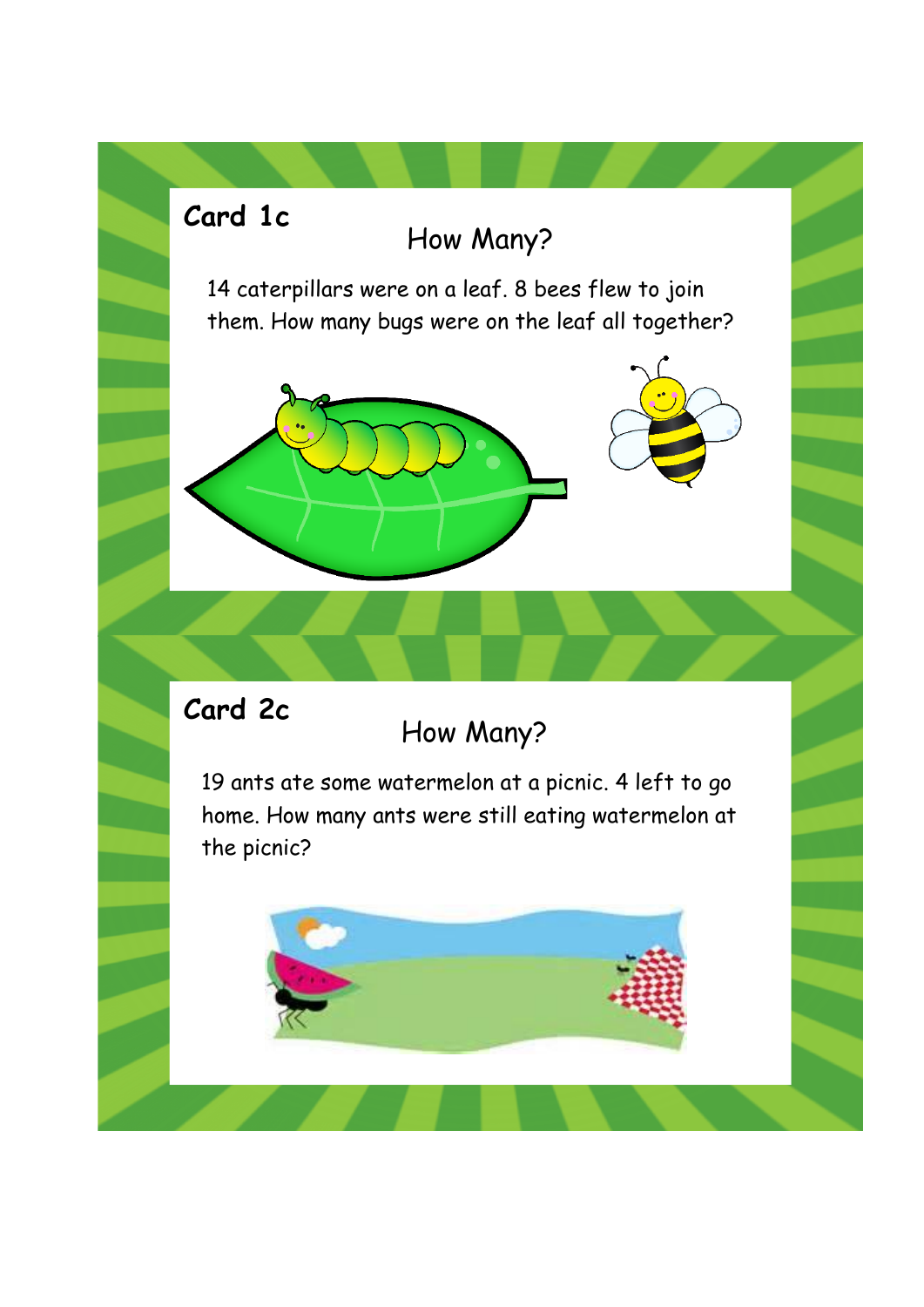## Card 1c

### How Many?

14 caterpillars were on a leaf. 8 bees flew to join them. How many bugs were on the leaf all together?

## Card 2c

### How Many?

19 ants ate some watermelon at a picnic. 4 left to go home. How many ants were still eating watermelon at the picnic?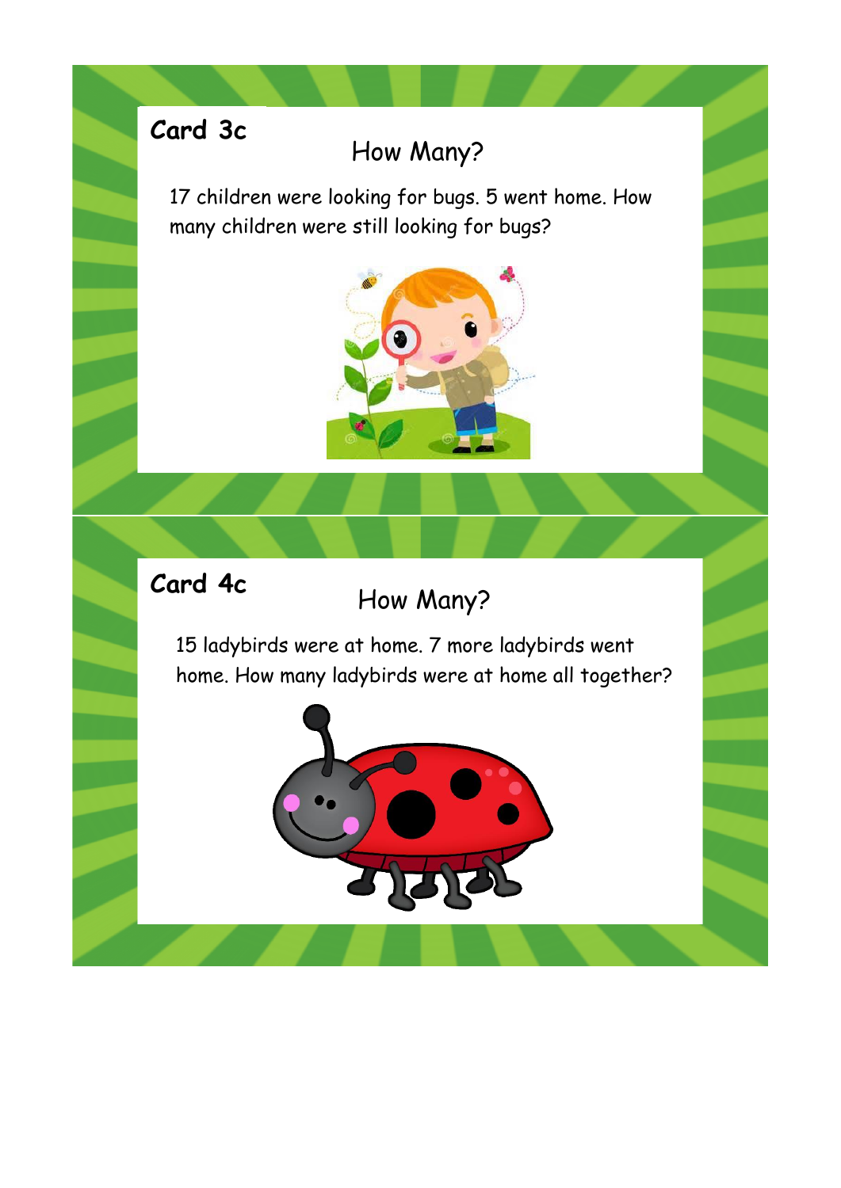**Card 3c**

## How Many?

17 children were looking for bugs. 5 went home. How many children were still looking for bugs?

**Card 4c**

## How Many?

15 ladybirds were at home. 7 more ladybirds went home. How many ladybirds were at home all together?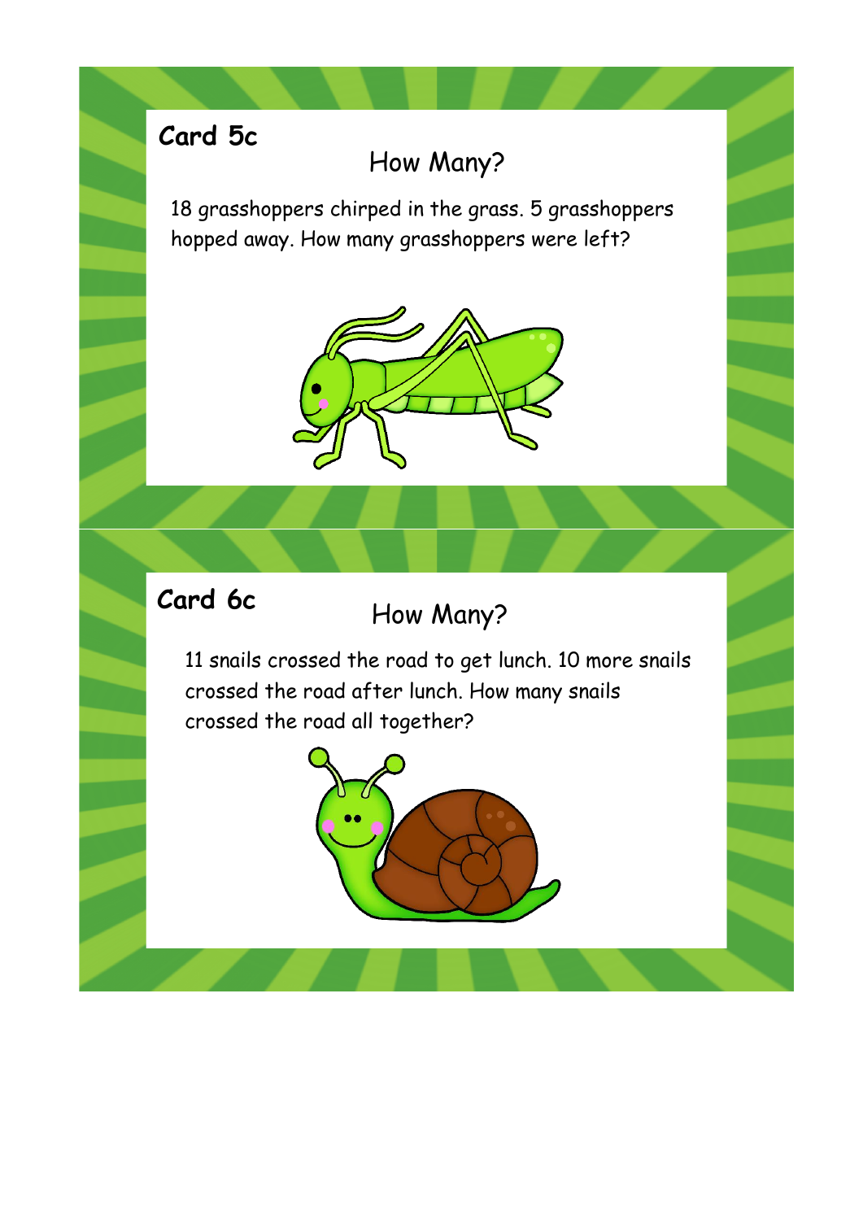**Card 5c**

## How Many?

18 grasshoppers chirped in the grass. 5 grasshoppers hopped away. How many grasshoppers were left?

**Card 6c**

## How Many?

11 snails crossed the road to get lunch. 10 more snails crossed the road after lunch. How many snails crossed the road all together?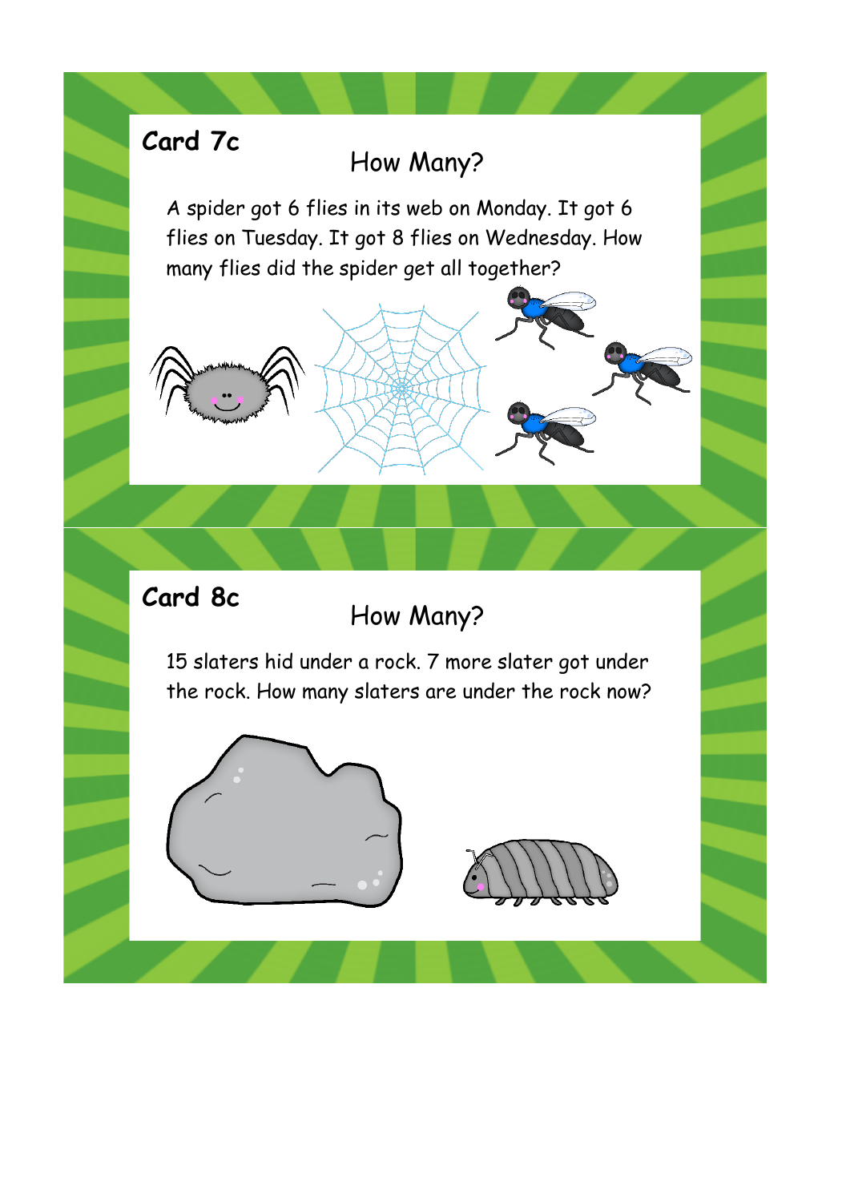**Card 7c**

## How Many?

A spider got 6 flies in its web on Monday. It got 6 flies on Tuesday. It got 8 flies on Wednesday. How many flies did the spider get all together?

**Card 8c**

## How Many?

15 slaters hid under a rock. 7 more slater got under the rock. How many slaters are under the rock now?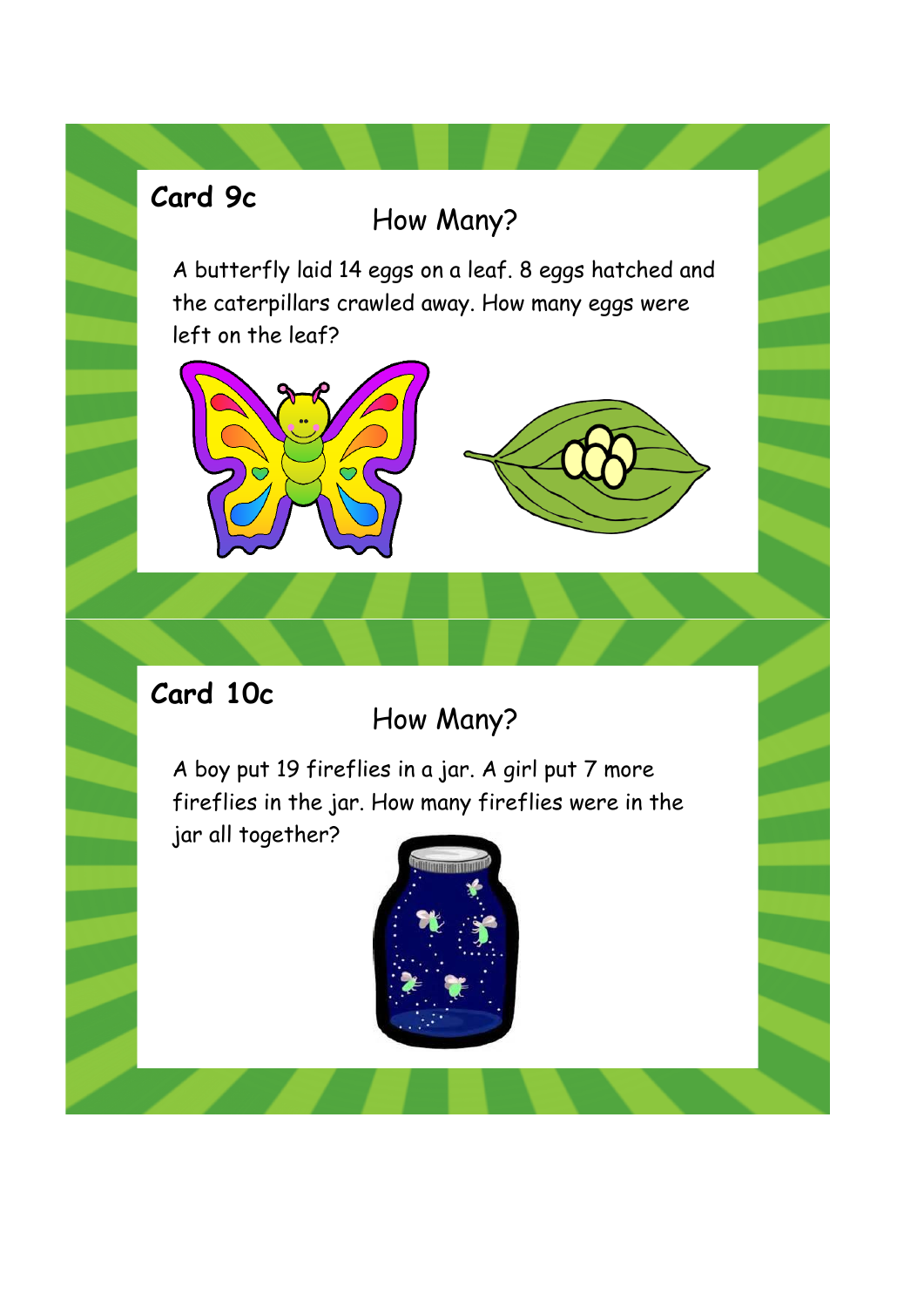**Card 9c**

## How Many?

A butterfly laid 14 eggs on a leaf. 8 eggs hatched and the caterpillars crawled away. How many eggs were left on the leaf?

**Card 10c**

## How Many?

A boy put 19 fireflies in a jar. A girl put 7 more fireflies in the jar. How many fireflies were in the jar all together?